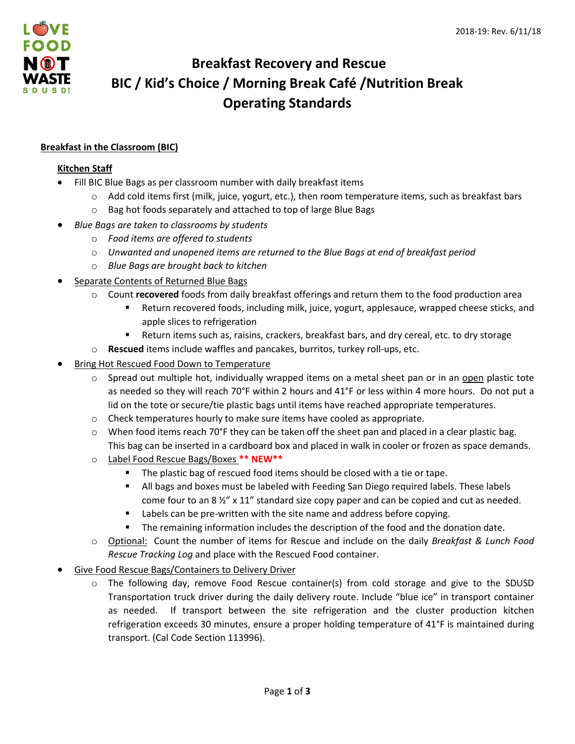2018-19: Rev. 6/11/18

# Breakfast Recovery and Rescue
# BIC / Kid's Choice / Morning Break Café /Nutrition Break
# Operating Standards

**Breakfast in the Classroom (BIC)**

**Kitchen Staff**

- Fill BIC Blue Bags as per classroom number with daily breakfast items
  - Add cold items first (milk, juice, yogurt, etc.), then room temperature items, such as breakfast bars
  - Bag hot foods separately and attached to top of large Blue Bags
- *Blue Bags are taken to classrooms by students*
  - *Food items are offered to students*
  - *Unwanted and unopened items are returned to the Blue Bags at end of breakfast period*
  - *Blue Bags are brought back to kitchen*
- Separate Contents of Returned Blue Bags
  - Count **recovered** foods from daily breakfast offerings and return them to the food production area
    - Return recovered foods, including milk, juice, yogurt, applesauce, wrapped cheese sticks, and apple slices to refrigeration
    - Return items such as, raisins, crackers, breakfast bars, and dry cereal, etc. to dry storage
  - **Rescued** items include waffles and pancakes, burritos, turkey roll-ups, etc.
- Bring Hot Rescued Food Down to Temperature
  - Spread out multiple hot, individually wrapped items on a metal sheet pan or in an open plastic tote as needed so they will reach 70°F within 2 hours and 41°F or less within 4 more hours. Do not put a lid on the tote or secure/tie plastic bags until items have reached appropriate temperatures.
  - Check temperatures hourly to make sure items have cooled as appropriate.
  - When food items reach 70°F they can be taken off the sheet pan and placed in a clear plastic bag. This bag can be inserted in a cardboard box and placed in walk in cooler or frozen as space demands.
  - Label Food Rescue Bags/Boxes **\*\* NEW\*\***
    - The plastic bag of rescued food items should be closed with a tie or tape.
    - All bags and boxes must be labeled with Feeding San Diego required labels. These labels come four to an 8 ½" x 11" standard size copy paper and can be copied and cut as needed.
    - Labels can be pre-written with the site name and address before copying.
    - The remaining information includes the description of the food and the donation date.
  - Optional: Count the number of items for Rescue and include on the daily *Breakfast & Lunch Food Rescue Tracking Log* and place with the Rescued Food container.
- Give Food Rescue Bags/Containers to Delivery Driver
  - The following day, remove Food Rescue container(s) from cold storage and give to the SDUSD Transportation truck driver during the daily delivery route. Include "blue ice" in transport container as needed. If transport between the site refrigeration and the cluster production kitchen refrigeration exceeds 30 minutes, ensure a proper holding temperature of 41°F is maintained during transport. (Cal Code Section 113996).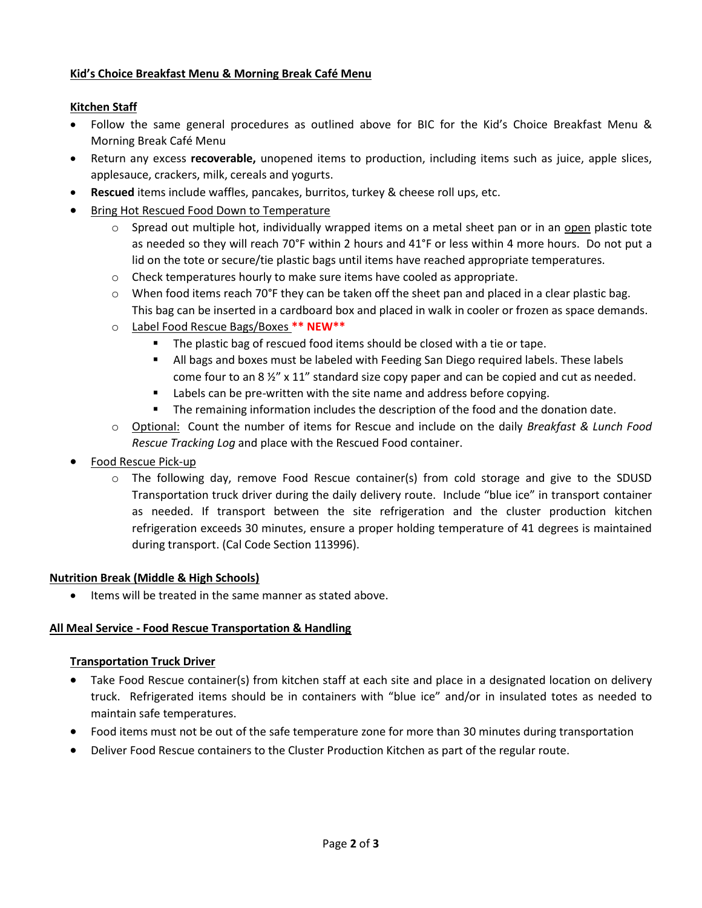**Kid's Choice Breakfast Menu & Morning Break Café Menu**

**Kitchen Staff**

- Follow the same general procedures as outlined above for BIC for the Kid's Choice Breakfast Menu & Morning Break Café Menu
- Return any excess **recoverable,** unopened items to production, including items such as juice, apple slices, applesauce, crackers, milk, cereals and yogurts.
- **Rescued** items include waffles, pancakes, burritos, turkey & cheese roll ups, etc.
- Bring Hot Rescued Food Down to Temperature
  - Spread out multiple hot, individually wrapped items on a metal sheet pan or in an open plastic tote as needed so they will reach 70°F within 2 hours and 41°F or less within 4 more hours. Do not put a lid on the tote or secure/tie plastic bags until items have reached appropriate temperatures.
  - Check temperatures hourly to make sure items have cooled as appropriate.
  - When food items reach 70°F they can be taken off the sheet pan and placed in a clear plastic bag. This bag can be inserted in a cardboard box and placed in walk in cooler or frozen as space demands.
  - Label Food Rescue Bags/Boxes **** NEW****
    - The plastic bag of rescued food items should be closed with a tie or tape.
    - All bags and boxes must be labeled with Feeding San Diego required labels. These labels come four to an 8 ½" x 11" standard size copy paper and can be copied and cut as needed.
    - Labels can be pre-written with the site name and address before copying.
    - The remaining information includes the description of the food and the donation date.
  - Optional: Count the number of items for Rescue and include on the daily *Breakfast & Lunch Food Rescue Tracking Log* and place with the Rescued Food container.
- Food Rescue Pick-up
  - The following day, remove Food Rescue container(s) from cold storage and give to the SDUSD Transportation truck driver during the daily delivery route. Include "blue ice" in transport container as needed. If transport between the site refrigeration and the cluster production kitchen refrigeration exceeds 30 minutes, ensure a proper holding temperature of 41 degrees is maintained during transport. (Cal Code Section 113996).

**Nutrition Break (Middle & High Schools)**

- Items will be treated in the same manner as stated above.

**All Meal Service - Food Rescue Transportation & Handling**

**Transportation Truck Driver**

- Take Food Rescue container(s) from kitchen staff at each site and place in a designated location on delivery truck. Refrigerated items should be in containers with "blue ice" and/or in insulated totes as needed to maintain safe temperatures.
- Food items must not be out of the safe temperature zone for more than 30 minutes during transportation
- Deliver Food Rescue containers to the Cluster Production Kitchen as part of the regular route.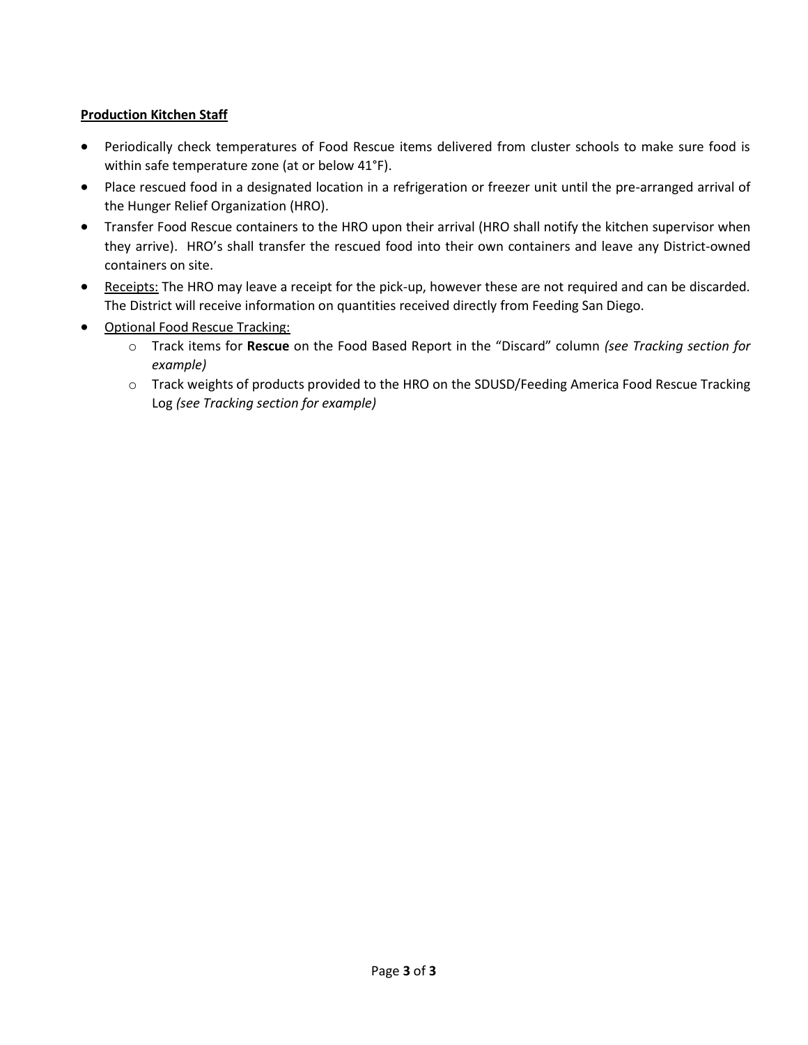**<u>Production Kitchen Staff</u>**

- Periodically check temperatures of Food Rescue items delivered from cluster schools to make sure food is within safe temperature zone (at or below 41°F).
- Place rescued food in a designated location in a refrigeration or freezer unit until the pre-arranged arrival of the Hunger Relief Organization (HRO).
- Transfer Food Rescue containers to the HRO upon their arrival (HRO shall notify the kitchen supervisor when they arrive). HRO's shall transfer the rescued food into their own containers and leave any District-owned containers on site.
- <u>Receipts:</u> The HRO may leave a receipt for the pick-up, however these are not required and can be discarded. The District will receive information on quantities received directly from Feeding San Diego.
- <u>Optional Food Rescue Tracking:</u>
    - Track items for **Rescue** on the Food Based Report in the "Discard" column *(see Tracking section for example)*
    - Track weights of products provided to the HRO on the SDUSD/Feeding America Food Rescue Tracking Log *(see Tracking section for example)*